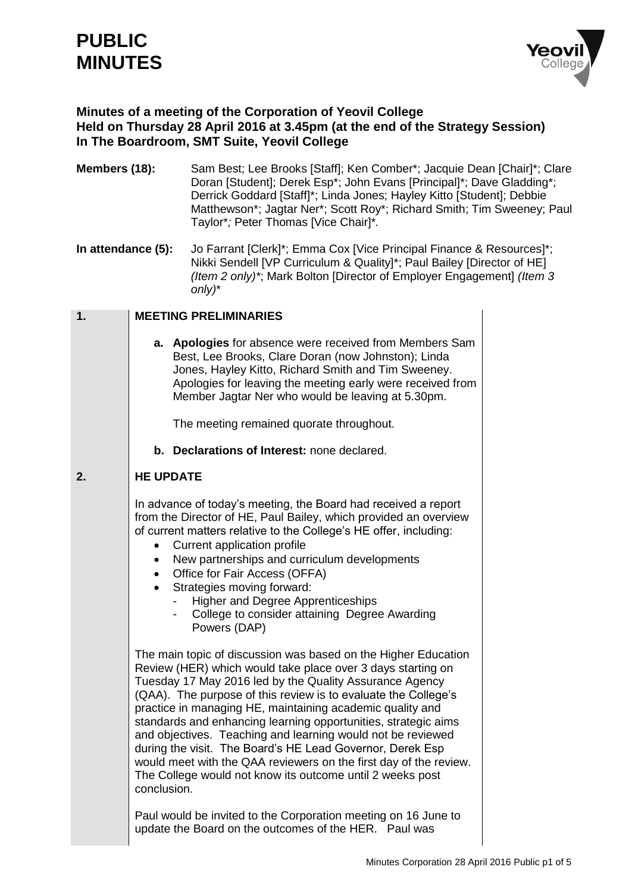# PUBLIC MINUTES

**Minutes of a meeting of the Corporation of Yeovil College**
**Held on Thursday 28 April 2016 at 3.45pm (at the end of the Strategy Session)**
**In The Boardroom, SMT Suite, Yeovil College**

**Members (18):** Sam Best; Lee Brooks [Staff]; Ken Comber*; Jacquie Dean [Chair]*; Clare Doran [Student]; Derek Esp*; John Evans [Principal]*; Dave Gladding*; Derrick Goddard [Staff]*; Linda Jones; Hayley Kitto [Student]; Debbie Matthewson*; Jagtar Ner*; Scott Roy*; Richard Smith; Tim Sweeney; Paul Taylor*; Peter Thomas [Vice Chair]*.

**In attendance (5):** Jo Farrant [Clerk]*; Emma Cox [Vice Principal Finance & Resources]*; Nikki Sendell [VP Curriculum & Quality]*; Paul Bailey [Director of HE] *(Item 2 only)**; Mark Bolton [Director of Employer Engagement] *(Item 3 only)**

## 1. MEETING PRELIMINARIES

**a. Apologies** for absence were received from Members Sam Best, Lee Brooks, Clare Doran (now Johnston); Linda Jones, Hayley Kitto, Richard Smith and Tim Sweeney. Apologies for leaving the meeting early were received from Member Jagtar Ner who would be leaving at 5.30pm.

The meeting remained quorate throughout.

**b. Declarations of Interest:** none declared.

## 2. HE UPDATE

In advance of today's meeting, the Board had received a report from the Director of HE, Paul Bailey, which provided an overview of current matters relative to the College's HE offer, including:

- Current application profile
- New partnerships and curriculum developments
- Office for Fair Access (OFFA)
- Strategies moving forward:
  - Higher and Degree Apprenticeships
  - College to consider attaining Degree Awarding Powers (DAP)

The main topic of discussion was based on the Higher Education Review (HER) which would take place over 3 days starting on Tuesday 17 May 2016 led by the Quality Assurance Agency (QAA). The purpose of this review is to evaluate the College's practice in managing HE, maintaining academic quality and standards and enhancing learning opportunities, strategic aims and objectives. Teaching and learning would not be reviewed during the visit. The Board's HE Lead Governor, Derek Esp would meet with the QAA reviewers on the first day of the review. The College would not know its outcome until 2 weeks post conclusion.

Paul would be invited to the Corporation meeting on 16 June to update the Board on the outcomes of the HER. Paul was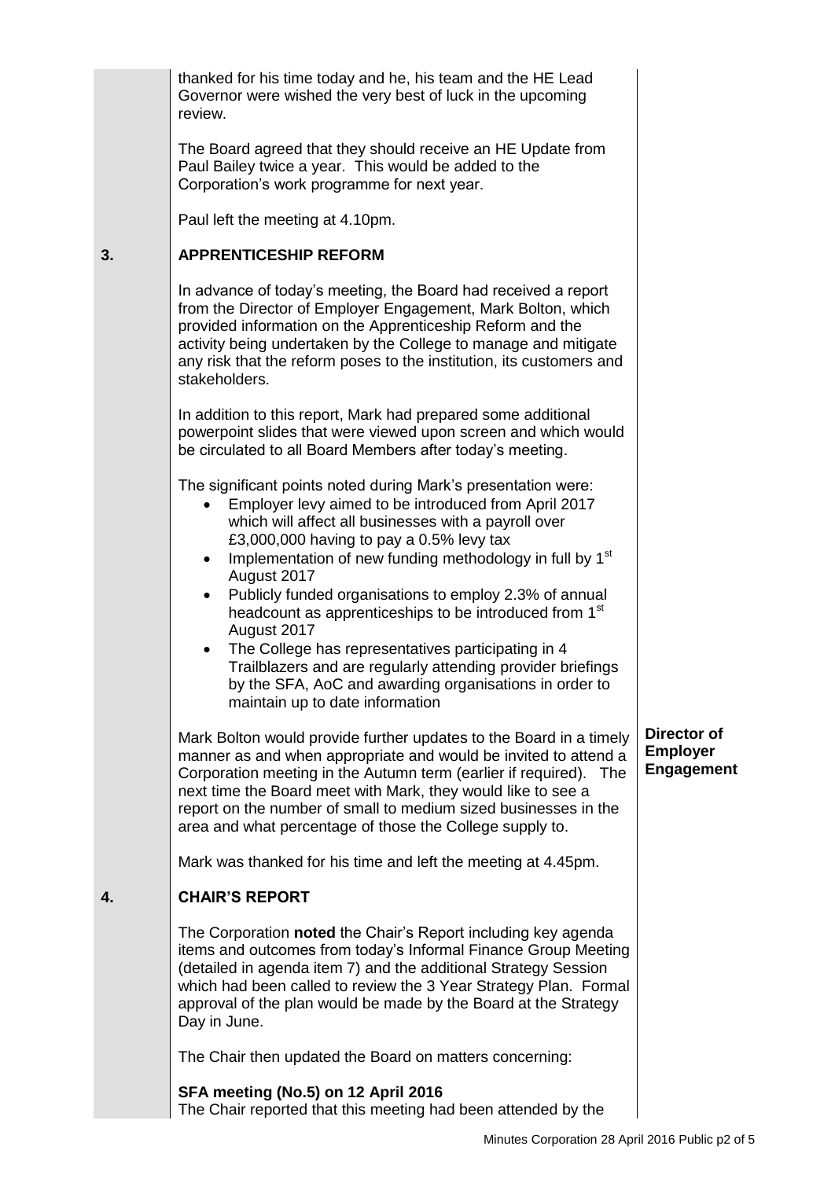thanked for his time today and he, his team and the HE Lead Governor were wished the very best of luck in the upcoming review.

The Board agreed that they should receive an HE Update from Paul Bailey twice a year. This would be added to the Corporation's work programme for next year.

Paul left the meeting at 4.10pm.

## 3. APPRENTICESHIP REFORM

In advance of today's meeting, the Board had received a report from the Director of Employer Engagement, Mark Bolton, which provided information on the Apprenticeship Reform and the activity being undertaken by the College to manage and mitigate any risk that the reform poses to the institution, its customers and stakeholders.

In addition to this report, Mark had prepared some additional powerpoint slides that were viewed upon screen and which would be circulated to all Board Members after today's meeting.

The significant points noted during Mark's presentation were:

- Employer levy aimed to be introduced from April 2017 which will affect all businesses with a payroll over £3,000,000 having to pay a 0.5% levy tax
- Implementation of new funding methodology in full by 1st August 2017
- Publicly funded organisations to employ 2.3% of annual headcount as apprenticeships to be introduced from 1st August 2017
- The College has representatives participating in 4 Trailblazers and are regularly attending provider briefings by the SFA, AoC and awarding organisations in order to maintain up to date information

Mark Bolton would provide further updates to the Board in a timely manner as and when appropriate and would be invited to attend a Corporation meeting in the Autumn term (earlier if required). The next time the Board meet with Mark, they would like to see a report on the number of small to medium sized businesses in the area and what percentage of those the College supply to.

**Director of Employer Engagement**

Mark was thanked for his time and left the meeting at 4.45pm.

## 4. CHAIR'S REPORT

The Corporation **noted** the Chair's Report including key agenda items and outcomes from today's Informal Finance Group Meeting (detailed in agenda item 7) and the additional Strategy Session which had been called to review the 3 Year Strategy Plan. Formal approval of the plan would be made by the Board at the Strategy Day in June.

The Chair then updated the Board on matters concerning:

**SFA meeting (No.5) on 12 April 2016**

The Chair reported that this meeting had been attended by the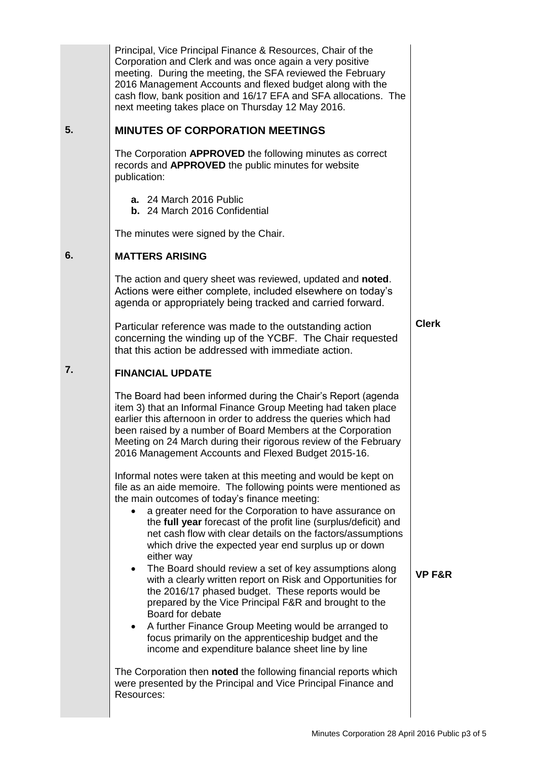Principal, Vice Principal Finance & Resources, Chair of the Corporation and Clerk and was once again a very positive meeting. During the meeting, the SFA reviewed the February 2016 Management Accounts and flexed budget along with the cash flow, bank position and 16/17 EFA and SFA allocations. The next meeting takes place on Thursday 12 May 2016.

## 5. MINUTES OF CORPORATION MEETINGS

The Corporation **APPROVED** the following minutes as correct records and **APPROVED** the public minutes for website publication:

- **a.** 24 March 2016 Public
- **b.** 24 March 2016 Confidential

The minutes were signed by the Chair.

## 6. MATTERS ARISING

The action and query sheet was reviewed, updated and **noted**. Actions were either complete, included elsewhere on today's agenda or appropriately being tracked and carried forward.

Particular reference was made to the outstanding action concerning the winding up of the YCBF. The Chair requested that this action be addressed with immediate action. **Clerk**

## 7. FINANCIAL UPDATE

The Board had been informed during the Chair's Report (agenda item 3) that an Informal Finance Group Meeting had taken place earlier this afternoon in order to address the queries which had been raised by a number of Board Members at the Corporation Meeting on 24 March during their rigorous review of the February 2016 Management Accounts and Flexed Budget 2015-16.

Informal notes were taken at this meeting and would be kept on file as an aide memoire. The following points were mentioned as the main outcomes of today's finance meeting:

- a greater need for the Corporation to have assurance on the **full year** forecast of the profit line (surplus/deficit) and net cash flow with clear details on the factors/assumptions which drive the expected year end surplus up or down either way
- The Board should review a set of key assumptions along with a clearly written report on Risk and Opportunities for the 2016/17 phased budget. These reports would be prepared by the Vice Principal F&R and brought to the Board for debate **VP F&R**
- A further Finance Group Meeting would be arranged to focus primarily on the apprenticeship budget and the income and expenditure balance sheet line by line

The Corporation then **noted** the following financial reports which were presented by the Principal and Vice Principal Finance and Resources: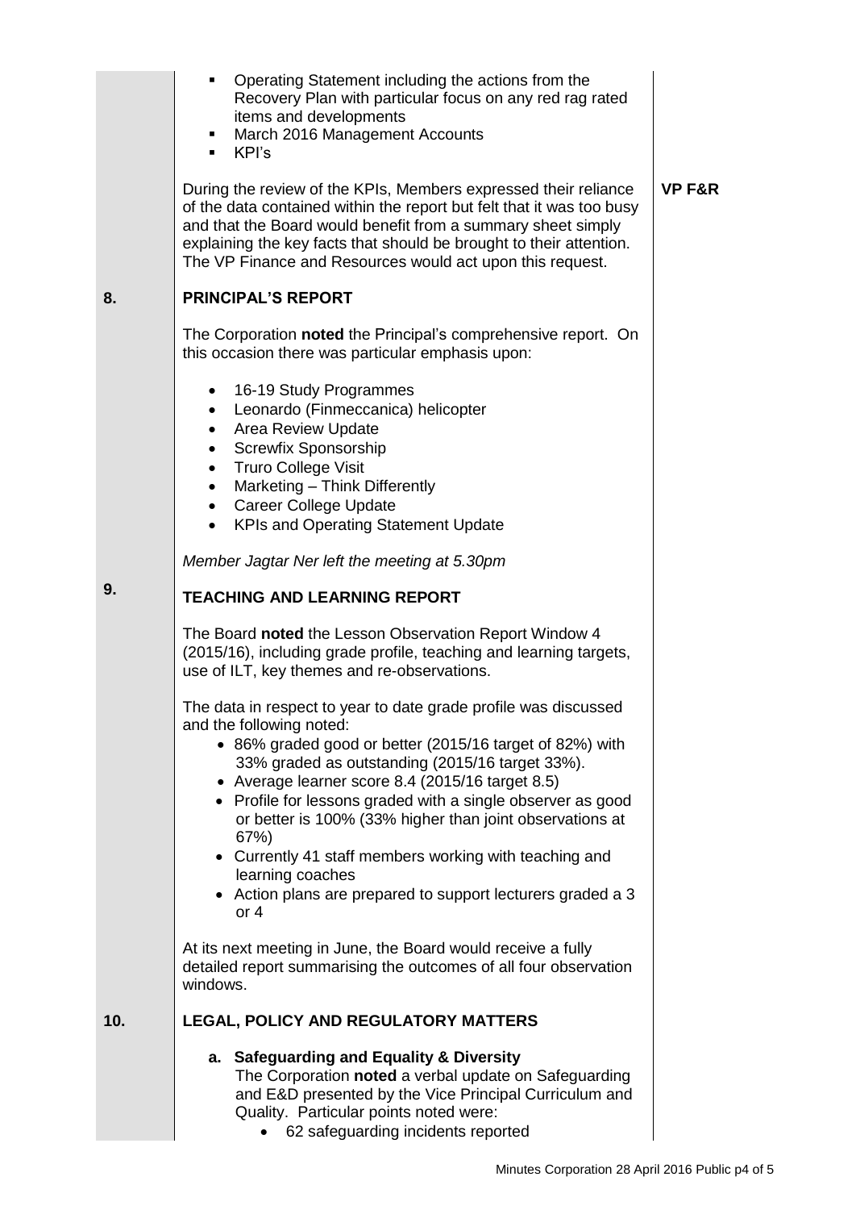- Operating Statement including the actions from the Recovery Plan with particular focus on any red rag rated items and developments
- March 2016 Management Accounts
- KPI's

During the review of the KPIs, Members expressed their reliance of the data contained within the report but felt that it was too busy and that the Board would benefit from a summary sheet simply explaining the key facts that should be brought to their attention. The VP Finance and Resources would act upon this request. **VP F&R**

## 8. PRINCIPAL'S REPORT

The Corporation **noted** the Principal's comprehensive report. On this occasion there was particular emphasis upon:

- 16-19 Study Programmes
- Leonardo (Finmeccanica) helicopter
- Area Review Update
- Screwfix Sponsorship
- Truro College Visit
- Marketing – Think Differently
- Career College Update
- KPIs and Operating Statement Update

*Member Jagtar Ner left the meeting at 5.30pm*

## 9. TEACHING AND LEARNING REPORT

The Board **noted** the Lesson Observation Report Window 4 (2015/16), including grade profile, teaching and learning targets, use of ILT, key themes and re-observations.

The data in respect to year to date grade profile was discussed and the following noted:

- 86% graded good or better (2015/16 target of 82%) with 33% graded as outstanding (2015/16 target 33%).
- Average learner score 8.4 (2015/16 target 8.5)
- Profile for lessons graded with a single observer as good or better is 100% (33% higher than joint observations at 67%)
- Currently 41 staff members working with teaching and learning coaches
- Action plans are prepared to support lecturers graded a 3 or 4

At its next meeting in June, the Board would receive a fully detailed report summarising the outcomes of all four observation windows.

## 10. LEGAL, POLICY AND REGULATORY MATTERS

**a. Safeguarding and Equality & Diversity**

The Corporation **noted** a verbal update on Safeguarding and E&D presented by the Vice Principal Curriculum and Quality. Particular points noted were:

- 62 safeguarding incidents reported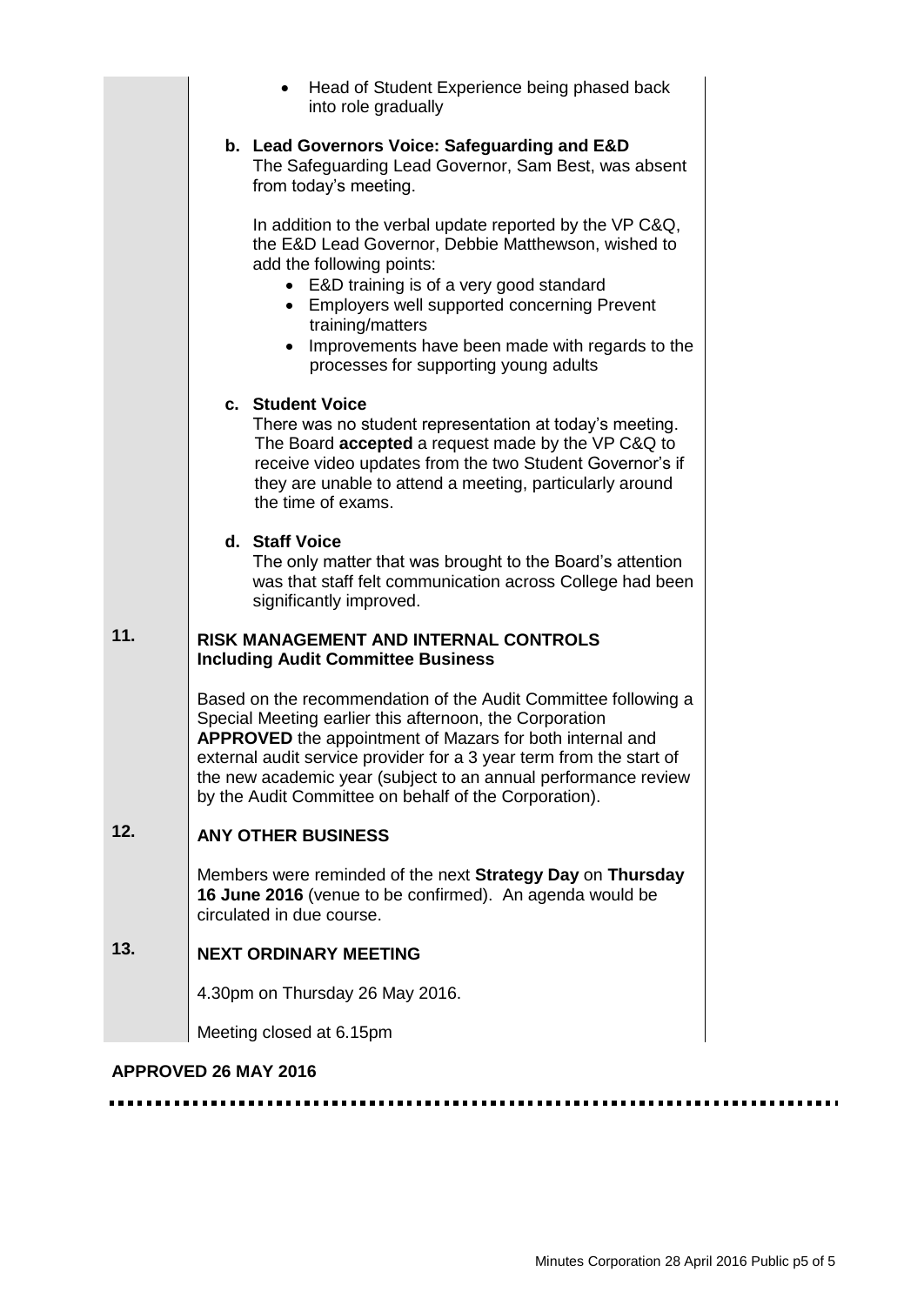- Head of Student Experience being phased back into role gradually

**b. Lead Governors Voice: Safeguarding and E&D**

The Safeguarding Lead Governor, Sam Best, was absent from today's meeting.

In addition to the verbal update reported by the VP C&Q, the E&D Lead Governor, Debbie Matthewson, wished to add the following points:

- E&D training is of a very good standard
- Employers well supported concerning Prevent training/matters
- Improvements have been made with regards to the processes for supporting young adults

**c. Student Voice**

There was no student representation at today's meeting. The Board **accepted** a request made by the VP C&Q to receive video updates from the two Student Governor's if they are unable to attend a meeting, particularly around the time of exams.

**d. Staff Voice**

The only matter that was brought to the Board's attention was that staff felt communication across College had been significantly improved.

**11. RISK MANAGEMENT AND INTERNAL CONTROLS Including Audit Committee Business**

Based on the recommendation of the Audit Committee following a Special Meeting earlier this afternoon, the Corporation **APPROVED** the appointment of Mazars for both internal and external audit service provider for a 3 year term from the start of the new academic year (subject to an annual performance review by the Audit Committee on behalf of the Corporation).

**12. ANY OTHER BUSINESS**

Members were reminded of the next **Strategy Day** on **Thursday 16 June 2016** (venue to be confirmed). An agenda would be circulated in due course.

**13. NEXT ORDINARY MEETING**

4.30pm on Thursday 26 May 2016.

Meeting closed at 6.15pm

**APPROVED 26 MAY 2016**